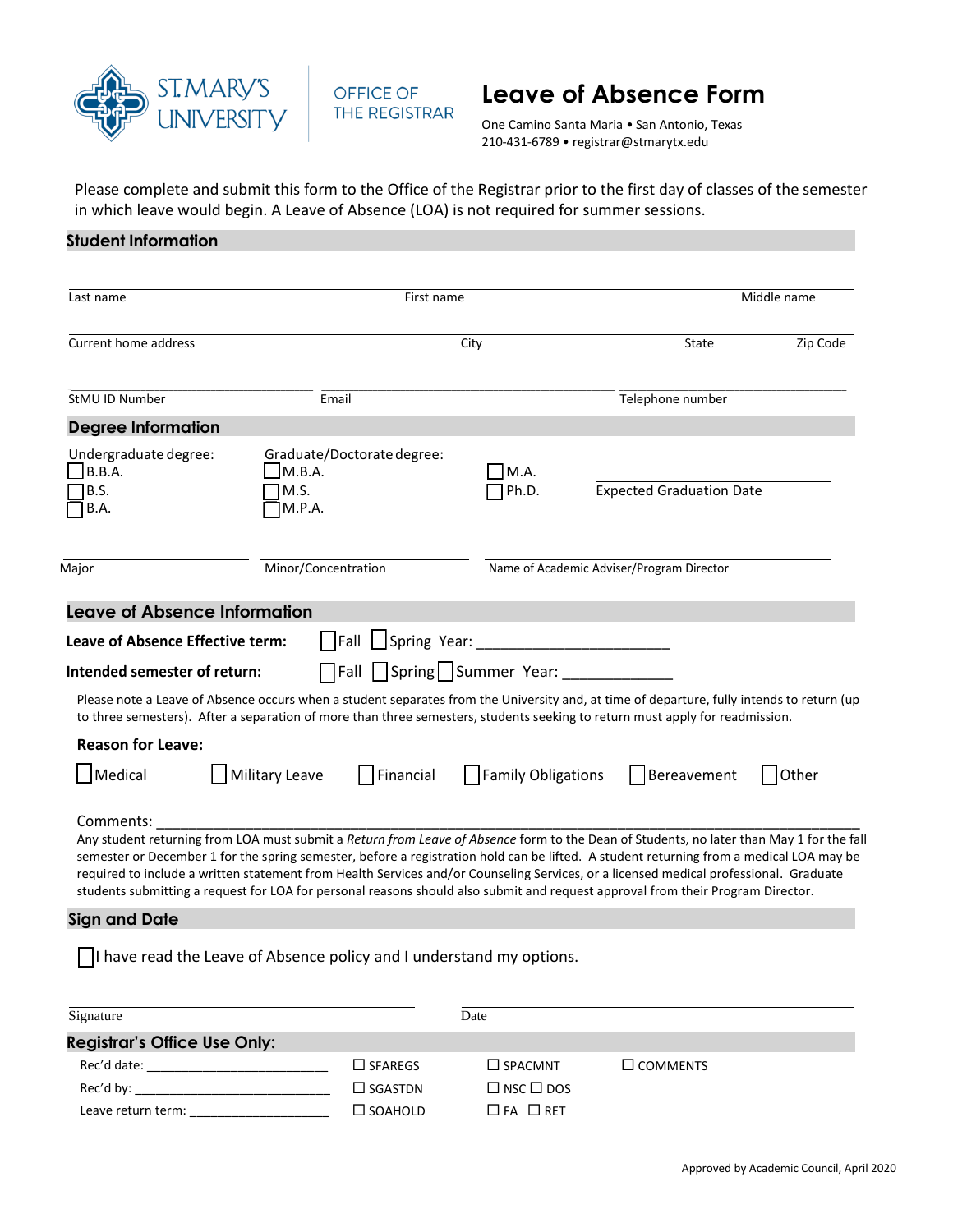ST. MARY'S UNIVERSITY | OFFICE OF THE REGISTRAR

# Leave of Absence Form

One Camino Santa Maria • San Antonio, Texas
210-431-6789 • registrar@stmarytx.edu

Please complete and submit this form to the Office of the Registrar prior to the first day of classes of the semester in which leave would begin. A Leave of Absence (LOA) is not required for summer sessions.

## Student Information

Last name ____________ First name ____________ Middle name ____________

Current home address ____________ City ____________ State ____________ Zip Code ____________

StMU ID Number ____________ Email ____________ Telephone number ____________

## Degree Information

Undergraduate degree:
- ☐ B.B.A.
- ☐ B.S.
- ☐ B.A.

Graduate/Doctorate degree:
- ☐ M.B.A.
- ☐ M.S.
- ☐ M.P.A.
- ☐ M.A.
- ☐ Ph.D.

Expected Graduation Date ____________

Major ____________ Minor/Concentration ____________ Name of Academic Adviser/Program Director ____________

## Leave of Absence Information

**Leave of Absence Effective term:** ☐ Fall ☐ Spring Year: ________________________

**Intended semester of return:** ☐ Fall ☐ Spring ☐ Summer Year: _____________

Please note a Leave of Absence occurs when a student separates from the University and, at time of departure, fully intends to return (up to three semesters). After a separation of more than three semesters, students seeking to return must apply for readmission.

**Reason for Leave:**

☐ Medical ☐ Military Leave ☐ Financial ☐ Family Obligations ☐ Bereavement ☐ Other

Comments: ________________________________________________________________

Any student returning from LOA must submit a *Return from Leave of Absence* form to the Dean of Students, no later than May 1 for the fall semester or December 1 for the spring semester, before a registration hold can be lifted. A student returning from a medical LOA may be required to include a written statement from Health Services and/or Counseling Services, or a licensed medical professional. Graduate students submitting a request for LOA for personal reasons should also submit and request approval from their Program Director.

## Sign and Date

☐ I have read the Leave of Absence policy and I understand my options.

Signature ____________________ Date ____________________

## Registrar's Office Use Only:

Rec'd date: __________________________ ☐ SFAREGS ☐ SPACMNT ☐ COMMENTS

Rec'd by: ____________________________ ☐ SGASTDN ☐ NSC ☐ DOS

Leave return term: ____________________ ☐ SOAHOLD ☐ FA ☐ RET

Approved by Academic Council, April 2020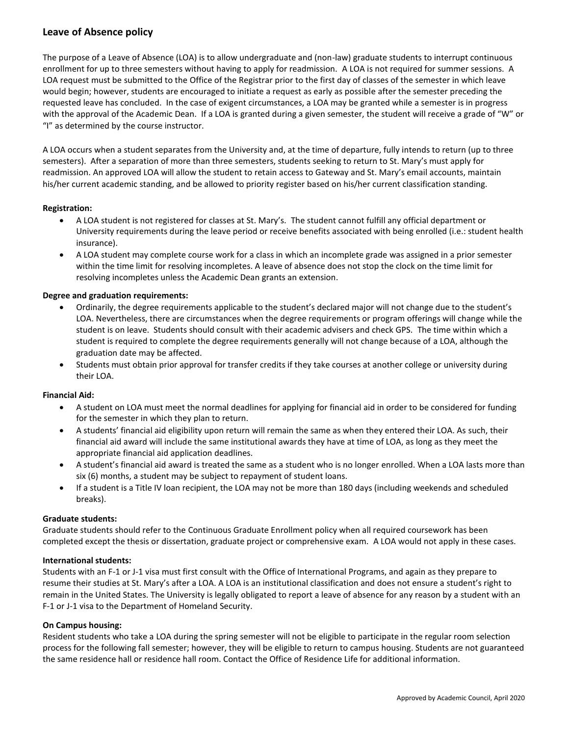## Leave of Absence policy

The purpose of a Leave of Absence (LOA) is to allow undergraduate and (non-law) graduate students to interrupt continuous enrollment for up to three semesters without having to apply for readmission. A LOA is not required for summer sessions. A LOA request must be submitted to the Office of the Registrar prior to the first day of classes of the semester in which leave would begin; however, students are encouraged to initiate a request as early as possible after the semester preceding the requested leave has concluded. In the case of exigent circumstances, a LOA may be granted while a semester is in progress with the approval of the Academic Dean. If a LOA is granted during a given semester, the student will receive a grade of "W" or "I" as determined by the course instructor.

A LOA occurs when a student separates from the University and, at the time of departure, fully intends to return (up to three semesters). After a separation of more than three semesters, students seeking to return to St. Mary's must apply for readmission. An approved LOA will allow the student to retain access to Gateway and St. Mary's email accounts, maintain his/her current academic standing, and be allowed to priority register based on his/her current classification standing.

**Registration:**

- A LOA student is not registered for classes at St. Mary's. The student cannot fulfill any official department or University requirements during the leave period or receive benefits associated with being enrolled (i.e.: student health insurance).
- A LOA student may complete course work for a class in which an incomplete grade was assigned in a prior semester within the time limit for resolving incompletes. A leave of absence does not stop the clock on the time limit for resolving incompletes unless the Academic Dean grants an extension.

**Degree and graduation requirements:**

- Ordinarily, the degree requirements applicable to the student's declared major will not change due to the student's LOA. Nevertheless, there are circumstances when the degree requirements or program offerings will change while the student is on leave. Students should consult with their academic advisers and check GPS. The time within which a student is required to complete the degree requirements generally will not change because of a LOA, although the graduation date may be affected.
- Students must obtain prior approval for transfer credits if they take courses at another college or university during their LOA.

**Financial Aid:**

- A student on LOA must meet the normal deadlines for applying for financial aid in order to be considered for funding for the semester in which they plan to return.
- A students' financial aid eligibility upon return will remain the same as when they entered their LOA. As such, their financial aid award will include the same institutional awards they have at time of LOA, as long as they meet the appropriate financial aid application deadlines.
- A student's financial aid award is treated the same as a student who is no longer enrolled. When a LOA lasts more than six (6) months, a student may be subject to repayment of student loans.
- If a student is a Title IV loan recipient, the LOA may not be more than 180 days (including weekends and scheduled breaks).

**Graduate students:**

Graduate students should refer to the Continuous Graduate Enrollment policy when all required coursework has been completed except the thesis or dissertation, graduate project or comprehensive exam. A LOA would not apply in these cases.

**International students:**

Students with an F-1 or J-1 visa must first consult with the Office of International Programs, and again as they prepare to resume their studies at St. Mary's after a LOA. A LOA is an institutional classification and does not ensure a student's right to remain in the United States. The University is legally obligated to report a leave of absence for any reason by a student with an F-1 or J-1 visa to the Department of Homeland Security.

**On Campus housing:**

Resident students who take a LOA during the spring semester will not be eligible to participate in the regular room selection process for the following fall semester; however, they will be eligible to return to campus housing. Students are not guaranteed the same residence hall or residence hall room. Contact the Office of Residence Life for additional information.

Approved by Academic Council, April 2020